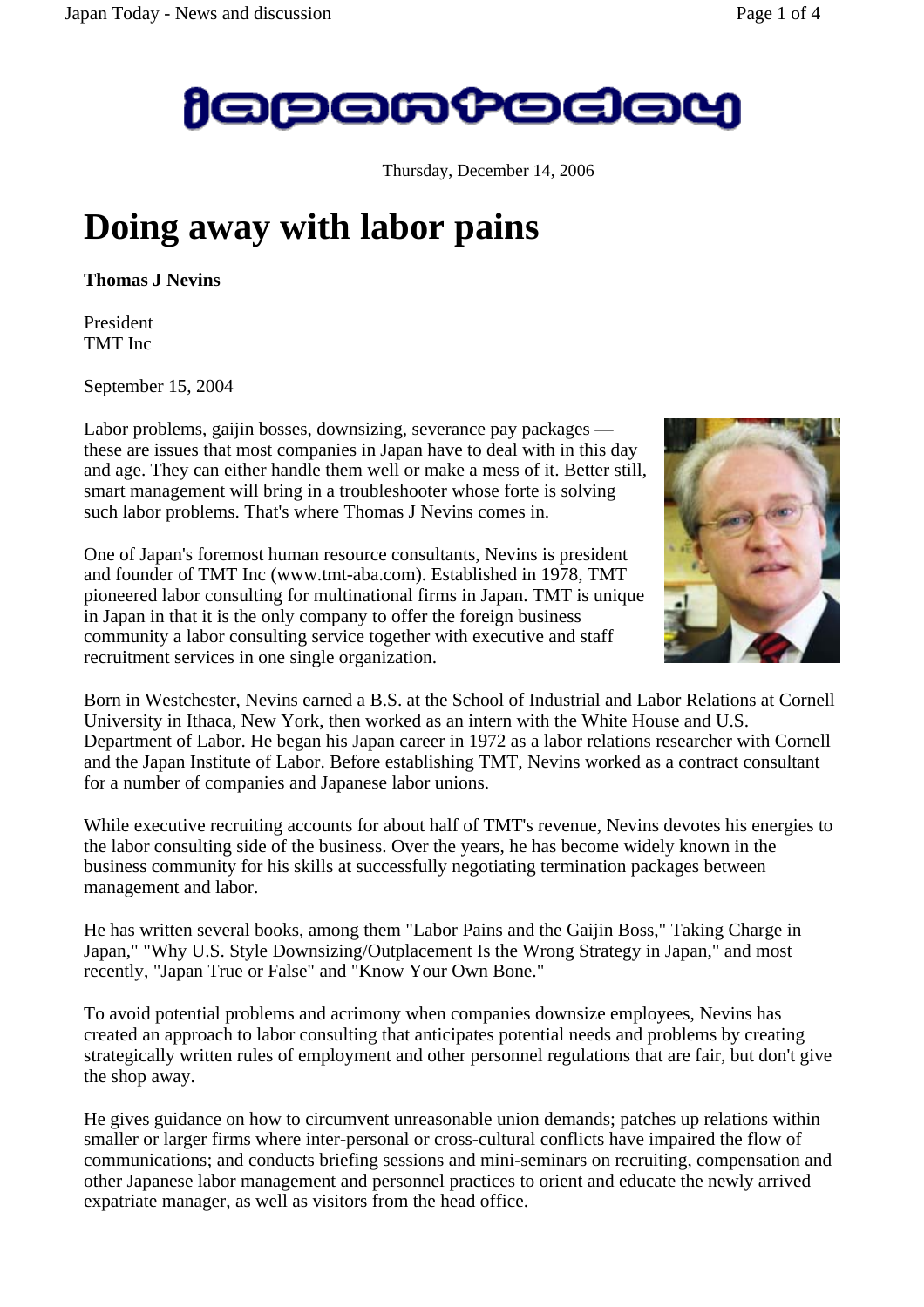Thursday, December 14, 2006

# Doing away with labor pains

**Thomas J Nevins**

President
TMT Inc

September 15, 2004

Labor problems, gaijin bosses, downsizing, severance pay packages — these are issues that most companies in Japan have to deal with in this day and age. They can either handle them well or make a mess of it. Better still, smart management will bring in a troubleshooter whose forte is solving such labor problems. That's where Thomas J Nevins comes in.

One of Japan's foremost human resource consultants, Nevins is president and founder of TMT Inc (www.tmt-aba.com). Established in 1978, TMT pioneered labor consulting for multinational firms in Japan. TMT is unique in Japan in that it is the only company to offer the foreign business community a labor consulting service together with executive and staff recruitment services in one single organization.

Born in Westchester, Nevins earned a B.S. at the School of Industrial and Labor Relations at Cornell University in Ithaca, New York, then worked as an intern with the White House and U.S. Department of Labor. He began his Japan career in 1972 as a labor relations researcher with Cornell and the Japan Institute of Labor. Before establishing TMT, Nevins worked as a contract consultant for a number of companies and Japanese labor unions.

While executive recruiting accounts for about half of TMT's revenue, Nevins devotes his energies to the labor consulting side of the business. Over the years, he has become widely known in the business community for his skills at successfully negotiating termination packages between management and labor.

He has written several books, among them "Labor Pains and the Gaijin Boss," Taking Charge in Japan," "Why U.S. Style Downsizing/Outplacement Is the Wrong Strategy in Japan," and most recently, "Japan True or False" and "Know Your Own Bone."

To avoid potential problems and acrimony when companies downsize employees, Nevins has created an approach to labor consulting that anticipates potential needs and problems by creating strategically written rules of employment and other personnel regulations that are fair, but don't give the shop away.

He gives guidance on how to circumvent unreasonable union demands; patches up relations within smaller or larger firms where inter-personal or cross-cultural conflicts have impaired the flow of communications; and conducts briefing sessions and mini-seminars on recruiting, compensation and other Japanese labor management and personnel practices to orient and educate the newly arrived expatriate manager, as well as visitors from the head office.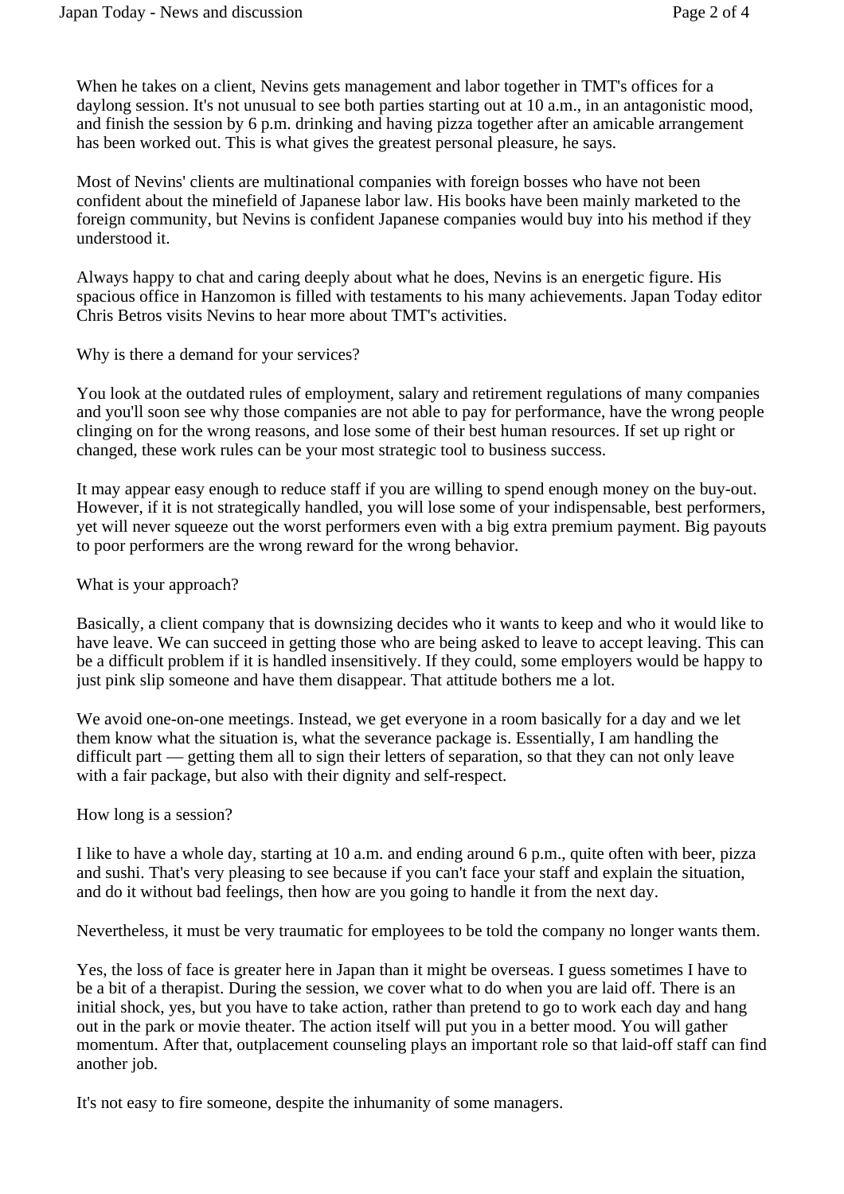When he takes on a client, Nevins gets management and labor together in TMT's offices for a daylong session. It's not unusual to see both parties starting out at 10 a.m., in an antagonistic mood, and finish the session by 6 p.m. drinking and having pizza together after an amicable arrangement has been worked out. This is what gives the greatest personal pleasure, he says.

Most of Nevins' clients are multinational companies with foreign bosses who have not been confident about the minefield of Japanese labor law. His books have been mainly marketed to the foreign community, but Nevins is confident Japanese companies would buy into his method if they understood it.

Always happy to chat and caring deeply about what he does, Nevins is an energetic figure. His spacious office in Hanzomon is filled with testaments to his many achievements. Japan Today editor Chris Betros visits Nevins to hear more about TMT's activities.

Why is there a demand for your services?

You look at the outdated rules of employment, salary and retirement regulations of many companies and you'll soon see why those companies are not able to pay for performance, have the wrong people clinging on for the wrong reasons, and lose some of their best human resources. If set up right or changed, these work rules can be your most strategic tool to business success.

It may appear easy enough to reduce staff if you are willing to spend enough money on the buy-out. However, if it is not strategically handled, you will lose some of your indispensable, best performers, yet will never squeeze out the worst performers even with a big extra premium payment. Big payouts to poor performers are the wrong reward for the wrong behavior.

What is your approach?

Basically, a client company that is downsizing decides who it wants to keep and who it would like to have leave. We can succeed in getting those who are being asked to leave to accept leaving. This can be a difficult problem if it is handled insensitively. If they could, some employers would be happy to just pink slip someone and have them disappear. That attitude bothers me a lot.

We avoid one-on-one meetings. Instead, we get everyone in a room basically for a day and we let them know what the situation is, what the severance package is. Essentially, I am handling the difficult part — getting them all to sign their letters of separation, so that they can not only leave with a fair package, but also with their dignity and self-respect.

How long is a session?

I like to have a whole day, starting at 10 a.m. and ending around 6 p.m., quite often with beer, pizza and sushi. That's very pleasing to see because if you can't face your staff and explain the situation, and do it without bad feelings, then how are you going to handle it from the next day.

Nevertheless, it must be very traumatic for employees to be told the company no longer wants them.

Yes, the loss of face is greater here in Japan than it might be overseas. I guess sometimes I have to be a bit of a therapist. During the session, we cover what to do when you are laid off. There is an initial shock, yes, but you have to take action, rather than pretend to go to work each day and hang out in the park or movie theater. The action itself will put you in a better mood. You will gather momentum. After that, outplacement counseling plays an important role so that laid-off staff can find another job.

It's not easy to fire someone, despite the inhumanity of some managers.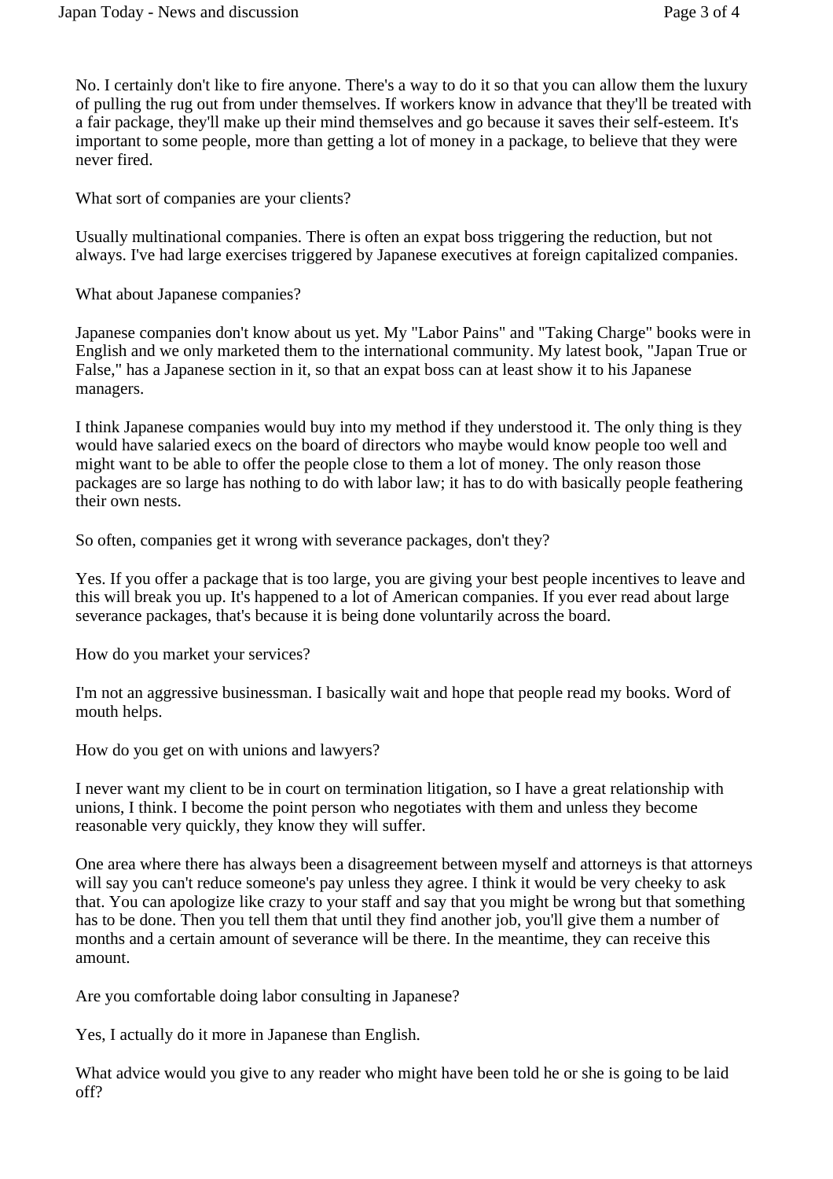No. I certainly don't like to fire anyone. There's a way to do it so that you can allow them the luxury of pulling the rug out from under themselves. If workers know in advance that they'll be treated with a fair package, they'll make up their mind themselves and go because it saves their self-esteem. It's important to some people, more than getting a lot of money in a package, to believe that they were never fired.

What sort of companies are your clients?

Usually multinational companies. There is often an expat boss triggering the reduction, but not always. I've had large exercises triggered by Japanese executives at foreign capitalized companies.

What about Japanese companies?

Japanese companies don't know about us yet. My "Labor Pains" and "Taking Charge" books were in English and we only marketed them to the international community. My latest book, "Japan True or False," has a Japanese section in it, so that an expat boss can at least show it to his Japanese managers.

I think Japanese companies would buy into my method if they understood it. The only thing is they would have salaried execs on the board of directors who maybe would know people too well and might want to be able to offer the people close to them a lot of money. The only reason those packages are so large has nothing to do with labor law; it has to do with basically people feathering their own nests.

So often, companies get it wrong with severance packages, don't they?

Yes. If you offer a package that is too large, you are giving your best people incentives to leave and this will break you up. It's happened to a lot of American companies. If you ever read about large severance packages, that's because it is being done voluntarily across the board.

How do you market your services?

I'm not an aggressive businessman. I basically wait and hope that people read my books. Word of mouth helps.

How do you get on with unions and lawyers?

I never want my client to be in court on termination litigation, so I have a great relationship with unions, I think. I become the point person who negotiates with them and unless they become reasonable very quickly, they know they will suffer.

One area where there has always been a disagreement between myself and attorneys is that attorneys will say you can't reduce someone's pay unless they agree. I think it would be very cheeky to ask that. You can apologize like crazy to your staff and say that you might be wrong but that something has to be done. Then you tell them that until they find another job, you'll give them a number of months and a certain amount of severance will be there. In the meantime, they can receive this amount.

Are you comfortable doing labor consulting in Japanese?

Yes, I actually do it more in Japanese than English.

What advice would you give to any reader who might have been told he or she is going to be laid off?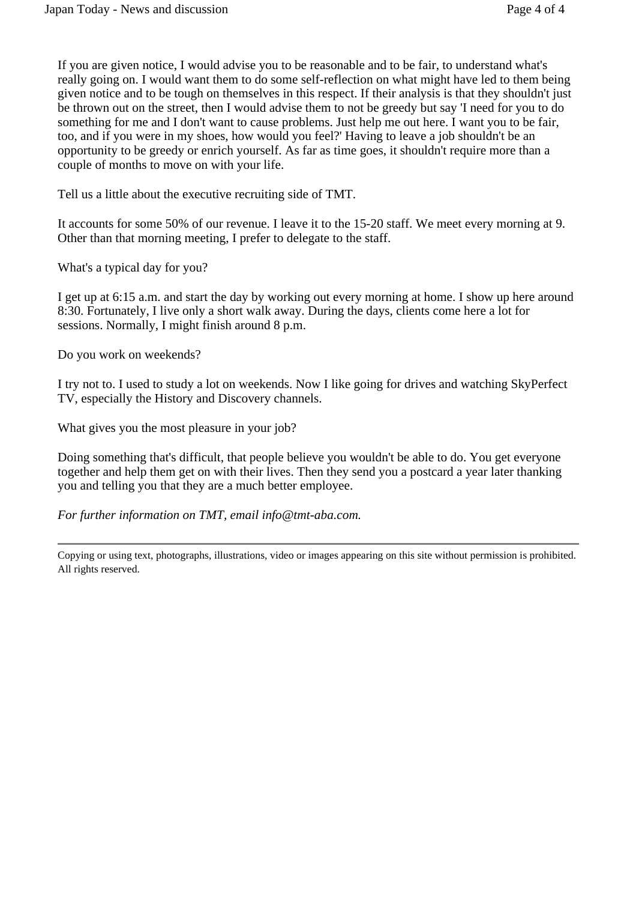If you are given notice, I would advise you to be reasonable and to be fair, to understand what's really going on. I would want them to do some self-reflection on what might have led to them being given notice and to be tough on themselves in this respect. If their analysis is that they shouldn't just be thrown out on the street, then I would advise them to not be greedy but say 'I need for you to do something for me and I don't want to cause problems. Just help me out here. I want you to be fair, too, and if you were in my shoes, how would you feel?' Having to leave a job shouldn't be an opportunity to be greedy or enrich yourself. As far as time goes, it shouldn't require more than a couple of months to move on with your life.

Tell us a little about the executive recruiting side of TMT.

It accounts for some 50% of our revenue. I leave it to the 15-20 staff. We meet every morning at 9. Other than that morning meeting, I prefer to delegate to the staff.

What's a typical day for you?

I get up at 6:15 a.m. and start the day by working out every morning at home. I show up here around 8:30. Fortunately, I live only a short walk away. During the days, clients come here a lot for sessions. Normally, I might finish around 8 p.m.

Do you work on weekends?

I try not to. I used to study a lot on weekends. Now I like going for drives and watching SkyPerfect TV, especially the History and Discovery channels.

What gives you the most pleasure in your job?

Doing something that's difficult, that people believe you wouldn't be able to do. You get everyone together and help them get on with their lives. Then they send you a postcard a year later thanking you and telling you that they are a much better employee.

*For further information on TMT, email info@tmt-aba.com.*

---

Copying or using text, photographs, illustrations, video or images appearing on this site without permission is prohibited. All rights reserved.